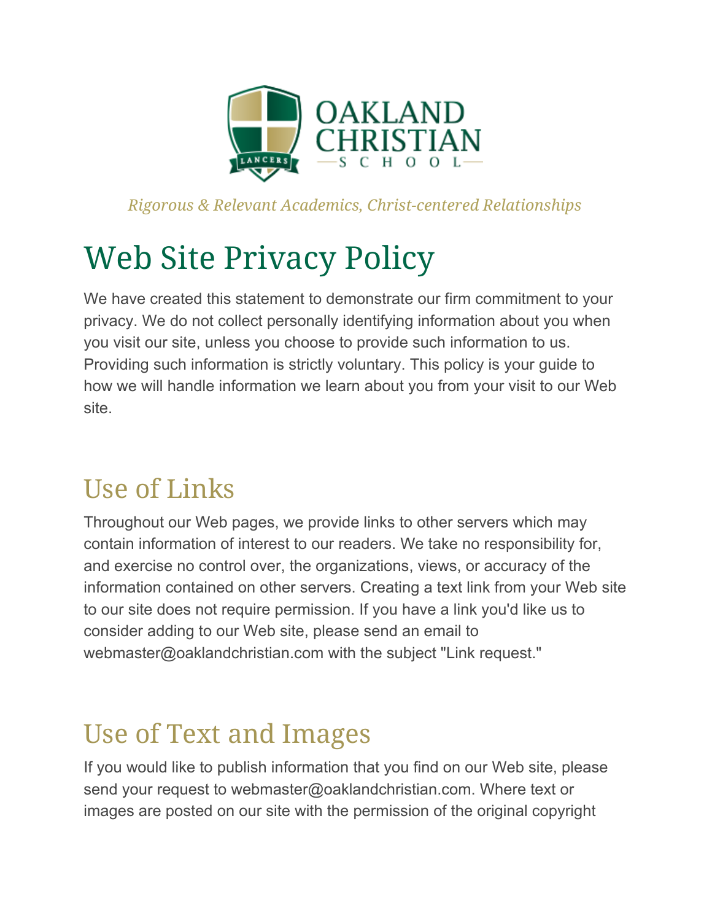OAKLAND CHRISTIAN SCHOOL

*Rigorous & Relevant Academics, Christ-centered Relationships*

# Web Site Privacy Policy

We have created this statement to demonstrate our firm commitment to your privacy. We do not collect personally identifying information about you when you visit our site, unless you choose to provide such information to us. Providing such information is strictly voluntary. This policy is your guide to how we will handle information we learn about you from your visit to our Web site.

## Use of Links

Throughout our Web pages, we provide links to other servers which may contain information of interest to our readers. We take no responsibility for, and exercise no control over, the organizations, views, or accuracy of the information contained on other servers. Creating a text link from your Web site to our site does not require permission. If you have a link you'd like us to consider adding to our Web site, please send an email to webmaster@oaklandchristian.com with the subject "Link request."

## Use of Text and Images

If you would like to publish information that you find on our Web site, please send your request to webmaster@oaklandchristian.com. Where text or images are posted on our site with the permission of the original copyright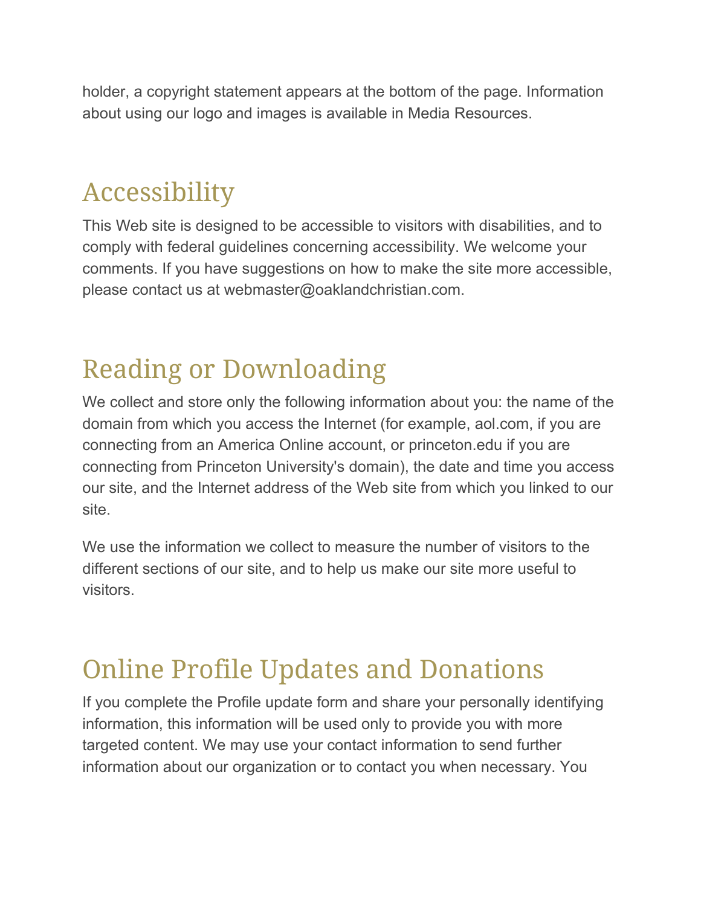holder, a copyright statement appears at the bottom of the page. Information about using our logo and images is available in Media Resources.

## Accessibility

This Web site is designed to be accessible to visitors with disabilities, and to comply with federal guidelines concerning accessibility. We welcome your comments. If you have suggestions on how to make the site more accessible, please contact us at webmaster@oaklandchristian.com.

## Reading or Downloading

We collect and store only the following information about you: the name of the domain from which you access the Internet (for example, aol.com, if you are connecting from an America Online account, or princeton.edu if you are connecting from Princeton University's domain), the date and time you access our site, and the Internet address of the Web site from which you linked to our site.

We use the information we collect to measure the number of visitors to the different sections of our site, and to help us make our site more useful to visitors.

## Online Profile Updates and Donations

If you complete the Profile update form and share your personally identifying information, this information will be used only to provide you with more targeted content. We may use your contact information to send further information about our organization or to contact you when necessary. You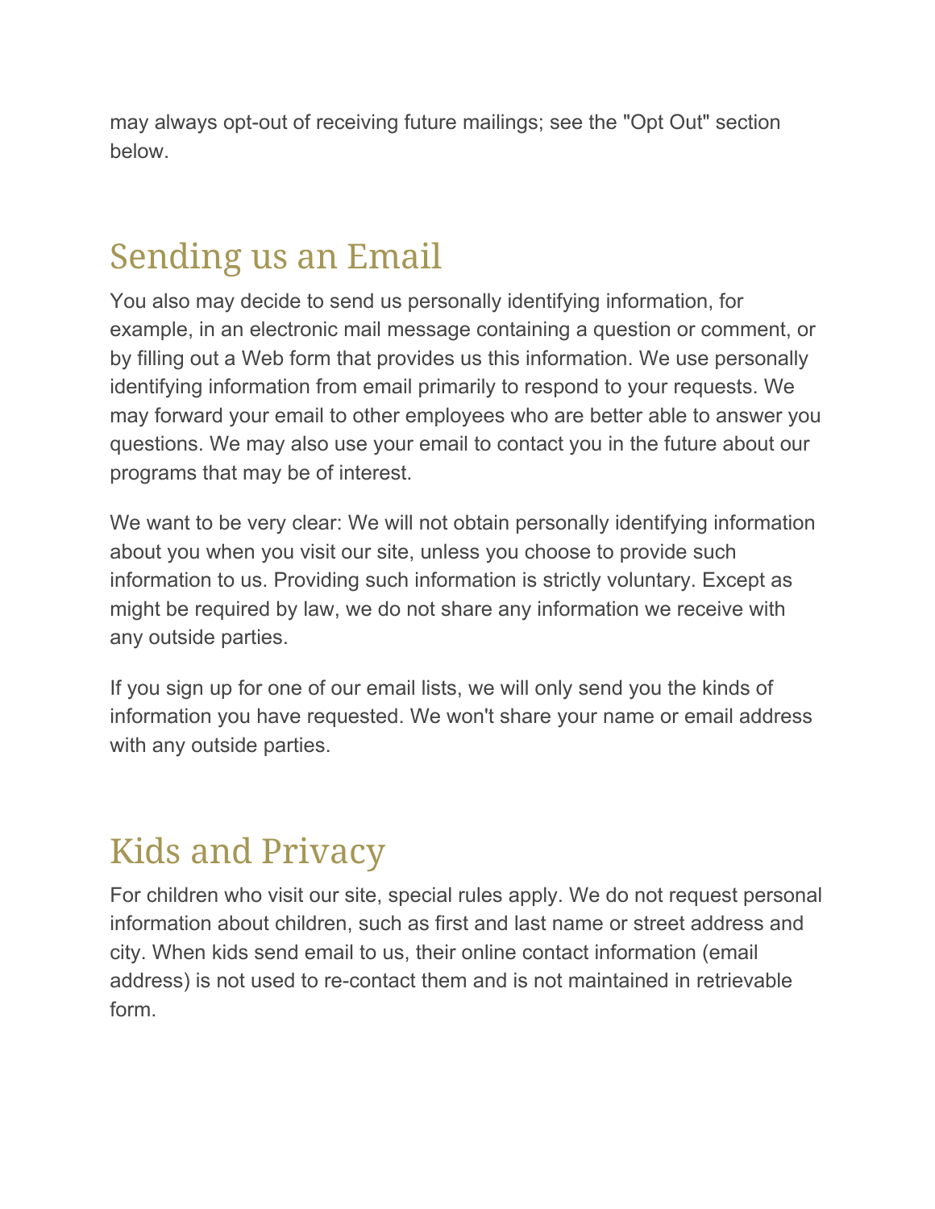may always opt-out of receiving future mailings; see the "Opt Out" section below.

## Sending us an Email

You also may decide to send us personally identifying information, for example, in an electronic mail message containing a question or comment, or by filling out a Web form that provides us this information. We use personally identifying information from email primarily to respond to your requests. We may forward your email to other employees who are better able to answer you questions. We may also use your email to contact you in the future about our programs that may be of interest.

We want to be very clear: We will not obtain personally identifying information about you when you visit our site, unless you choose to provide such information to us. Providing such information is strictly voluntary. Except as might be required by law, we do not share any information we receive with any outside parties.

If you sign up for one of our email lists, we will only send you the kinds of information you have requested. We won't share your name or email address with any outside parties.

## Kids and Privacy

For children who visit our site, special rules apply. We do not request personal information about children, such as first and last name or street address and city. When kids send email to us, their online contact information (email address) is not used to re-contact them and is not maintained in retrievable form.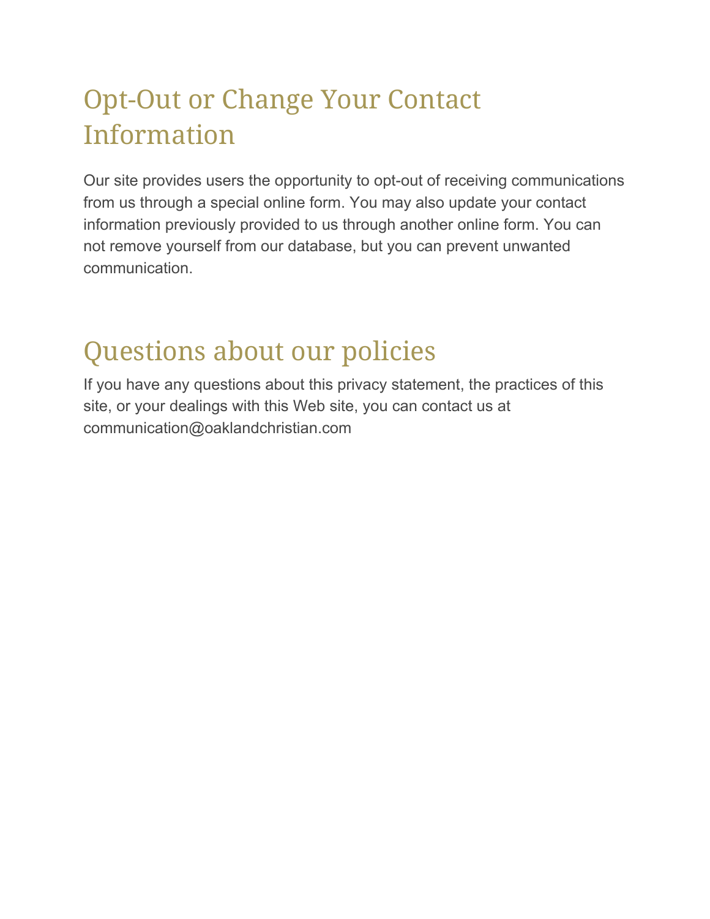## Opt-Out or Change Your Contact Information

Our site provides users the opportunity to opt-out of receiving communications from us through a special online form. You may also update your contact information previously provided to us through another online form. You can not remove yourself from our database, but you can prevent unwanted communication.

## Questions about our policies

If you have any questions about this privacy statement, the practices of this site, or your dealings with this Web site, you can contact us at communication@oaklandchristian.com